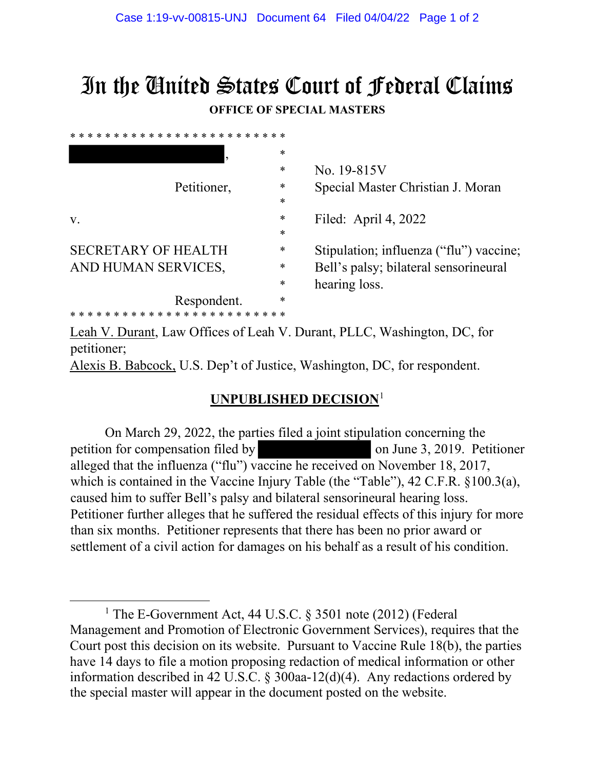# In the United States Court of Federal Claims

**OFFICE OF SPECIAL MASTERS**

* * * * * * * * * * * * * * * * * * * * * * * *

[REDACTED],  
Petitioner,

v.

SECRETARY OF HEALTH AND HUMAN SERVICES,  
Respondent.

* * * * * * * * * * * * * * * * * * * * * * * *

No. 19-815V  
Special Master Christian J. Moran

Filed: April 4, 2022

Stipulation; influenza ("flu") vaccine; Bell's palsy; bilateral sensorineural hearing loss.

Leah V. Durant, Law Offices of Leah V. Durant, PLLC, Washington, DC, for petitioner;  
Alexis B. Babcock, U.S. Dep't of Justice, Washington, DC, for respondent.

**UNPUBLISHED DECISION**[1]

On March 29, 2022, the parties filed a joint stipulation concerning the petition for compensation filed by [REDACTED] on June 3, 2019. Petitioner alleged that the influenza ("flu") vaccine he received on November 18, 2017, which is contained in the Vaccine Injury Table (the "Table"), 42 C.F.R. §100.3(a), caused him to suffer Bell's palsy and bilateral sensorineural hearing loss. Petitioner further alleges that he suffered the residual effects of this injury for more than six months. Petitioner represents that there has been no prior award or settlement of a civil action for damages on his behalf as a result of his condition.

---

[1] The E-Government Act, 44 U.S.C. § 3501 note (2012) (Federal Management and Promotion of Electronic Government Services), requires that the Court post this decision on its website. Pursuant to Vaccine Rule 18(b), the parties have 14 days to file a motion proposing redaction of medical information or other information described in 42 U.S.C. § 300aa-12(d)(4). Any redactions ordered by the special master will appear in the document posted on the website.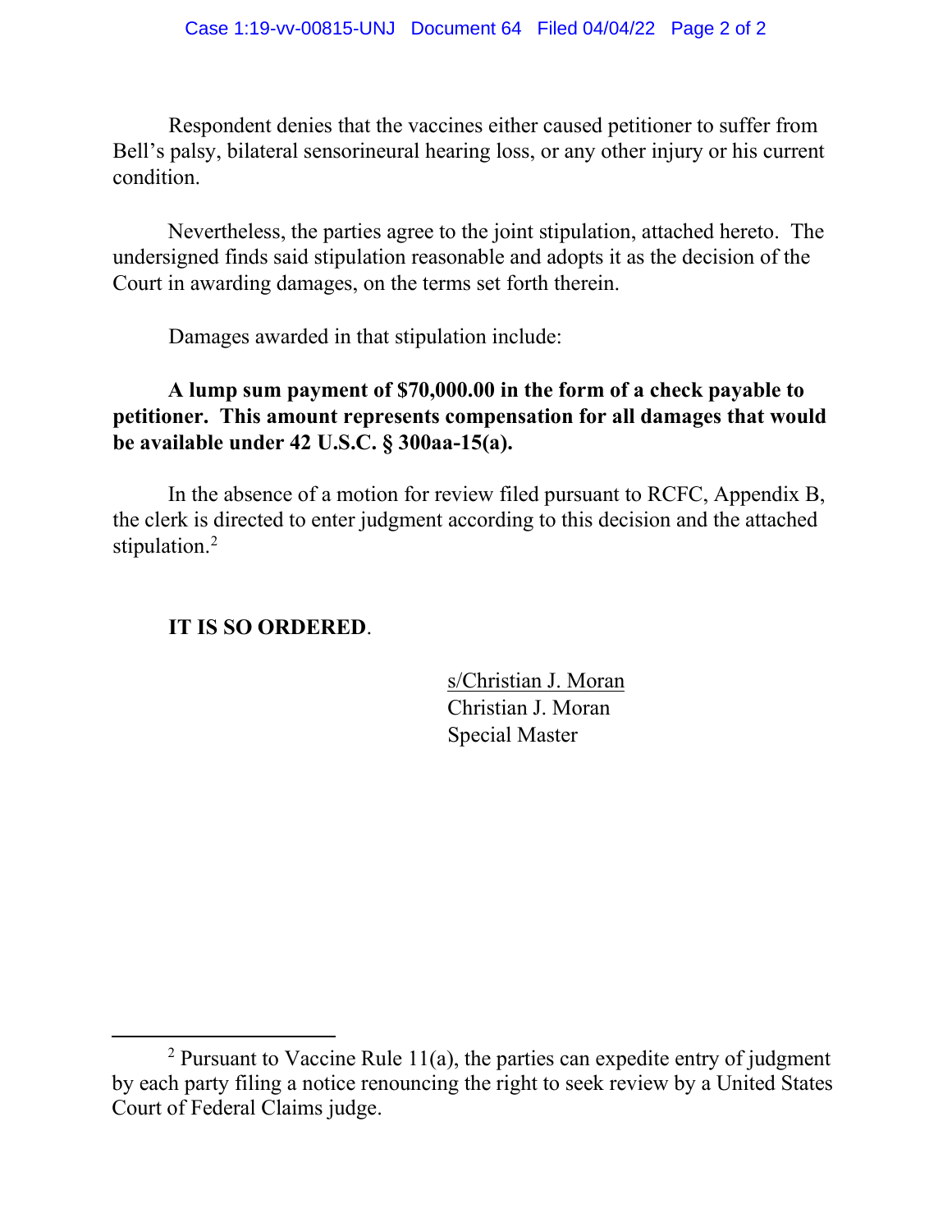Respondent denies that the vaccines either caused petitioner to suffer from Bell's palsy, bilateral sensorineural hearing loss, or any other injury or his current condition.

Nevertheless, the parties agree to the joint stipulation, attached hereto. The undersigned finds said stipulation reasonable and adopts it as the decision of the Court in awarding damages, on the terms set forth therein.

Damages awarded in that stipulation include:

**A lump sum payment of $70,000.00 in the form of a check payable to petitioner. This amount represents compensation for all damages that would be available under 42 U.S.C. § 300aa-15(a).**

In the absence of a motion for review filed pursuant to RCFC, Appendix B, the clerk is directed to enter judgment according to this decision and the attached stipulation.[2]

**IT IS SO ORDERED**.

s/Christian J. Moran
Christian J. Moran
Special Master

[2] Pursuant to Vaccine Rule 11(a), the parties can expedite entry of judgment by each party filing a notice renouncing the right to seek review by a United States Court of Federal Claims judge.